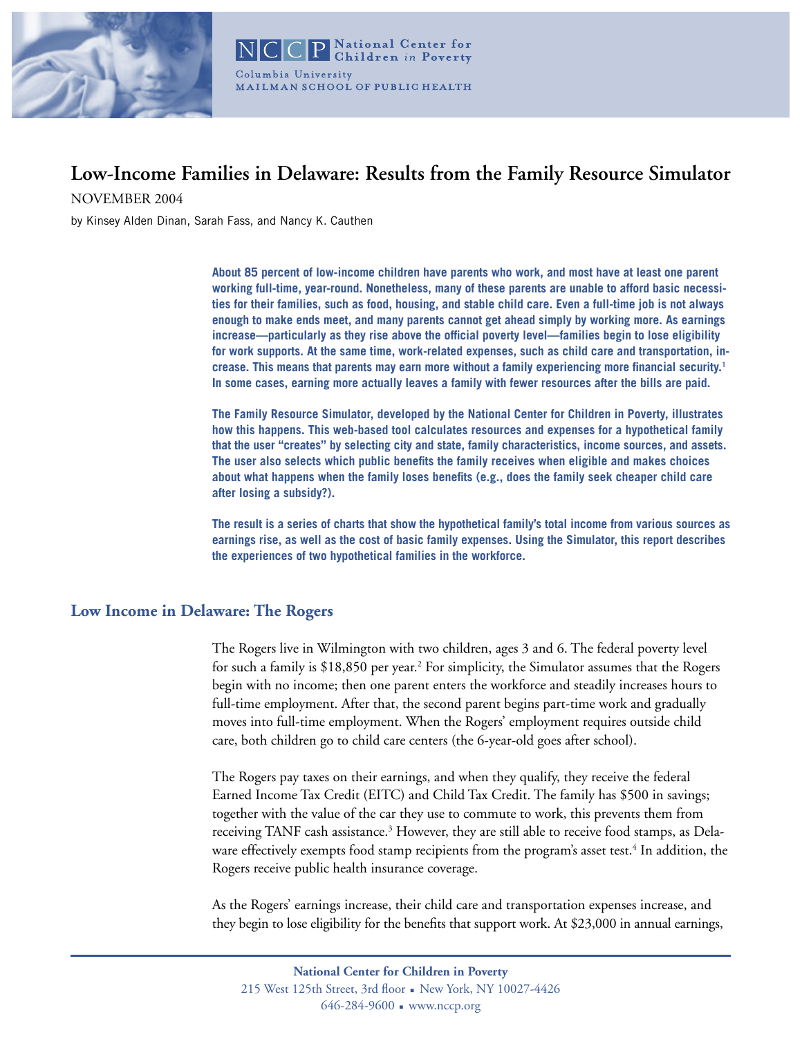National Center for Children *in* Poverty

Columbia University
MAILMAN SCHOOL OF PUBLIC HEALTH

# Low-Income Families in Delaware: Results from the Family Resource Simulator

NOVEMBER 2004

by Kinsey Alden Dinan, Sarah Fass, and Nancy K. Cauthen

**About 85 percent of low-income children have parents who work, and most have at least one parent working full-time, year-round. Nonetheless, many of these parents are unable to afford basic necessities for their families, such as food, housing, and stable child care. Even a full-time job is not always enough to make ends meet, and many parents cannot get ahead simply by working more. As earnings increase—particularly as they rise above the official poverty level—families begin to lose eligibility for work supports. At the same time, work-related expenses, such as child care and transportation, increase. This means that parents may earn more without a family experiencing more financial security.[1] In some cases, earning more actually leaves a family with fewer resources after the bills are paid.**

**The Family Resource Simulator, developed by the National Center for Children in Poverty, illustrates how this happens. This web-based tool calculates resources and expenses for a hypothetical family that the user "creates" by selecting city and state, family characteristics, income sources, and assets. The user also selects which public benefits the family receives when eligible and makes choices about what happens when the family loses benefits (e.g., does the family seek cheaper child care after losing a subsidy?).**

**The result is a series of charts that show the hypothetical family's total income from various sources as earnings rise, as well as the cost of basic family expenses. Using the Simulator, this report describes the experiences of two hypothetical families in the workforce.**

## Low Income in Delaware: The Rogers

The Rogers live in Wilmington with two children, ages 3 and 6. The federal poverty level for such a family is $18,850 per year.[2] For simplicity, the Simulator assumes that the Rogers begin with no income; then one parent enters the workforce and steadily increases hours to full-time employment. After that, the second parent begins part-time work and gradually moves into full-time employment. When the Rogers' employment requires outside child care, both children go to child care centers (the 6-year-old goes after school).

The Rogers pay taxes on their earnings, and when they qualify, they receive the federal Earned Income Tax Credit (EITC) and Child Tax Credit. The family has $500 in savings; together with the value of the car they use to commute to work, this prevents them from receiving TANF cash assistance.[3] However, they are still able to receive food stamps, as Delaware effectively exempts food stamp recipients from the program's asset test.[4] In addition, the Rogers receive public health insurance coverage.

As the Rogers' earnings increase, their child care and transportation expenses increase, and they begin to lose eligibility for the benefits that support work. At $23,000 in annual earnings,

National Center for Children in Poverty
215 West 125th Street, 3rd floor ▪ New York, NY 10027-4426
646-284-9600 ▪ www.nccp.org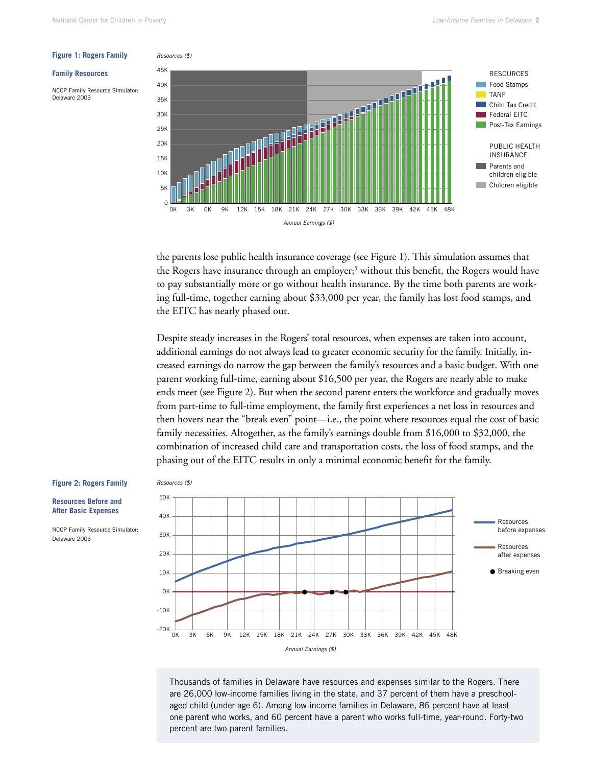**Figure 1: Rogers Family**

**Family Resources**

NCCP Family Resource Simulator: Delaware 2003

the parents lose public health insurance coverage (see Figure 1). This simulation assumes that the Rogers have insurance through an employer;[5] without this benefit, the Rogers would have to pay substantially more or go without health insurance. By the time both parents are working full-time, together earning about $33,000 per year, the family has lost food stamps, and the EITC has nearly phased out.

Despite steady increases in the Rogers' total resources, when expenses are taken into account, additional earnings do not always lead to greater economic security for the family. Initially, increased earnings do narrow the gap between the family's resources and a basic budget. With one parent working full-time, earning about $16,500 per year, the Rogers are nearly able to make ends meet (see Figure 2). But when the second parent enters the workforce and gradually moves from part-time to full-time employment, the family first experiences a net loss in resources and then hovers near the "break even" point—i.e., the point where resources equal the cost of basic family necessities. Altogether, as the family's earnings double from $16,000 to $32,000, the combination of increased child care and transportation costs, the loss of food stamps, and the phasing out of the EITC results in only a minimal economic benefit for the family.

**Figure 2: Rogers Family**

**Resources Before and After Basic Expenses**

NCCP Family Resource Simulator: Delaware 2003

Thousands of families in Delaware have resources and expenses similar to the Rogers. There are 26,000 low-income families living in the state, and 37 percent of them have a preschool-aged child (under age 6). Among low-income families in Delaware, 86 percent have at least one parent who works, and 60 percent have a parent who works full-time, year-round. Forty-two percent are two-parent families.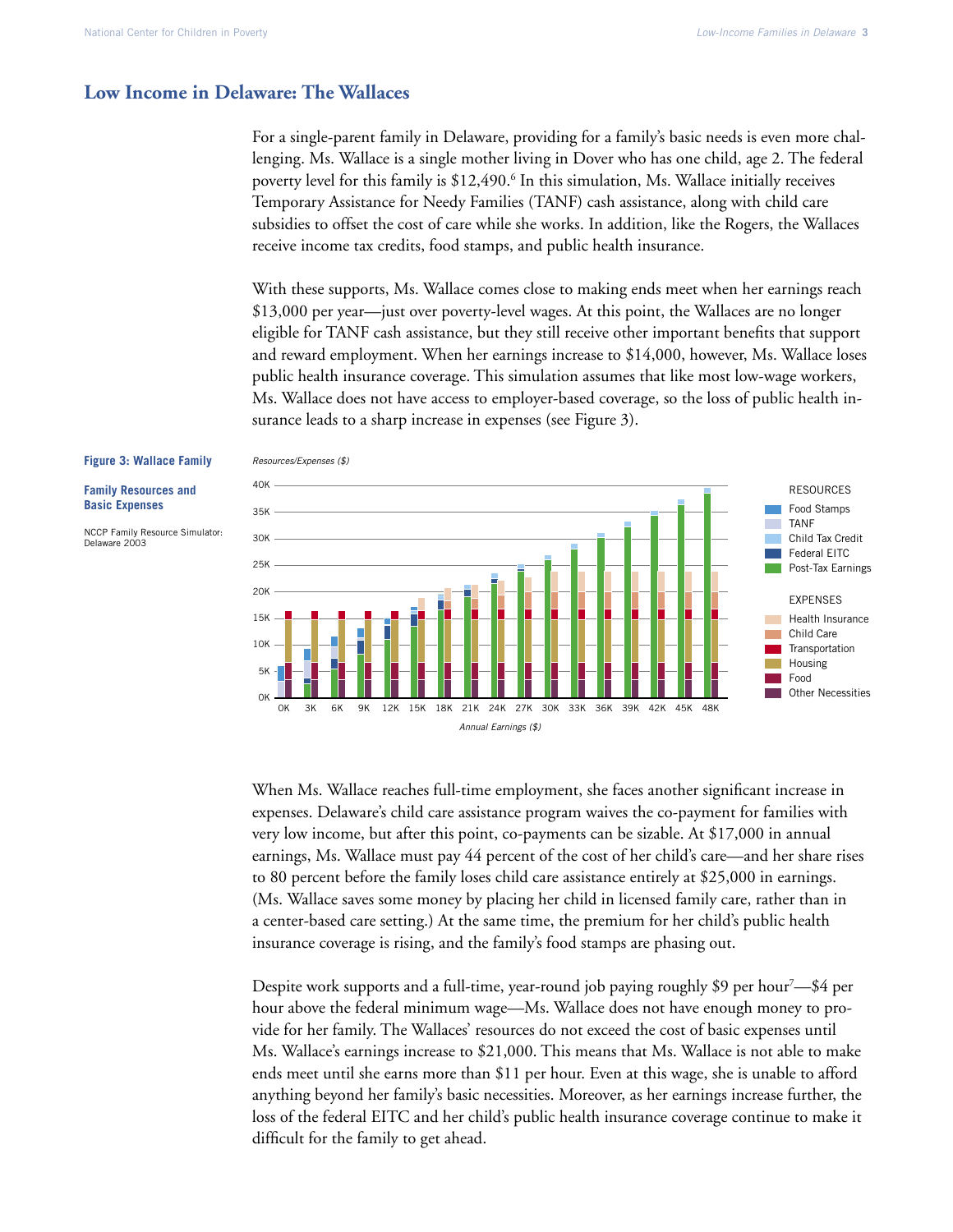## Low Income in Delaware: The Wallaces

For a single-parent family in Delaware, providing for a family's basic needs is even more challenging. Ms. Wallace is a single mother living in Dover who has one child, age 2. The federal poverty level for this family is $12,490.[6] In this simulation, Ms. Wallace initially receives Temporary Assistance for Needy Families (TANF) cash assistance, along with child care subsidies to offset the cost of care while she works. In addition, like the Rogers, the Wallaces receive income tax credits, food stamps, and public health insurance.

With these supports, Ms. Wallace comes close to making ends meet when her earnings reach $13,000 per year—just over poverty-level wages. At this point, the Wallaces are no longer eligible for TANF cash assistance, but they still receive other important benefits that support and reward employment. When her earnings increase to $14,000, however, Ms. Wallace loses public health insurance coverage. This simulation assumes that like most low-wage workers, Ms. Wallace does not have access to employer-based coverage, so the loss of public health insurance leads to a sharp increase in expenses (see Figure 3).

**Figure 3: Wallace Family**

**Family Resources and Basic Expenses**

NCCP Family Resource Simulator: Delaware 2003

When Ms. Wallace reaches full-time employment, she faces another significant increase in expenses. Delaware's child care assistance program waives the co-payment for families with very low income, but after this point, co-payments can be sizable. At $17,000 in annual earnings, Ms. Wallace must pay 44 percent of the cost of her child's care—and her share rises to 80 percent before the family loses child care assistance entirely at $25,000 in earnings. (Ms. Wallace saves some money by placing her child in licensed family care, rather than in a center-based care setting.) At the same time, the premium for her child's public health insurance coverage is rising, and the family's food stamps are phasing out.

Despite work supports and a full-time, year-round job paying roughly $9 per hour[7]—$4 per hour above the federal minimum wage—Ms. Wallace does not have enough money to provide for her family. The Wallaces' resources do not exceed the cost of basic expenses until Ms. Wallace's earnings increase to $21,000. This means that Ms. Wallace is not able to make ends meet until she earns more than $11 per hour. Even at this wage, she is unable to afford anything beyond her family's basic necessities. Moreover, as her earnings increase further, the loss of the federal EITC and her child's public health insurance coverage continue to make it difficult for the family to get ahead.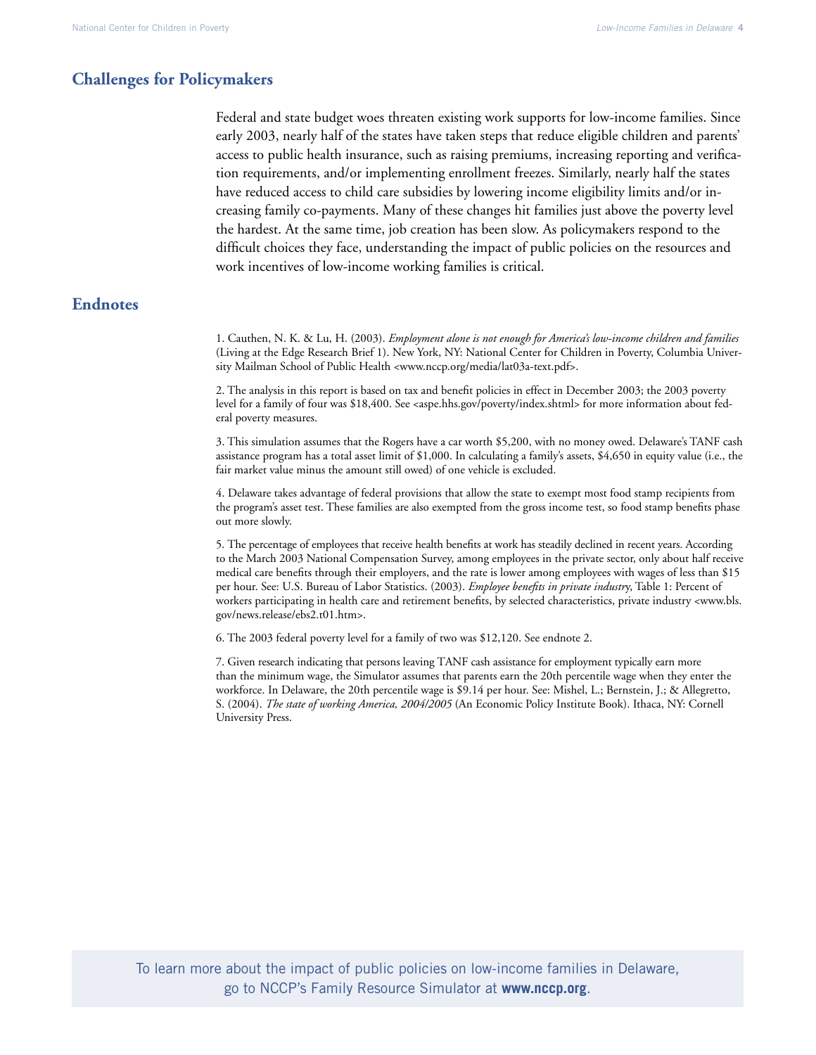## Challenges for Policymakers

Federal and state budget woes threaten existing work supports for low-income families. Since early 2003, nearly half of the states have taken steps that reduce eligible children and parents' access to public health insurance, such as raising premiums, increasing reporting and verification requirements, and/or implementing enrollment freezes. Similarly, nearly half the states have reduced access to child care subsidies by lowering income eligibility limits and/or increasing family co-payments. Many of these changes hit families just above the poverty level the hardest. At the same time, job creation has been slow. As policymakers respond to the difficult choices they face, understanding the impact of public policies on the resources and work incentives of low-income working families is critical.

## Endnotes

1. Cauthen, N. K. & Lu, H. (2003). *Employment alone is not enough for America's low-income children and families* (Living at the Edge Research Brief 1). New York, NY: National Center for Children in Poverty, Columbia University Mailman School of Public Health <www.nccp.org/media/lat03a-text.pdf>.

2. The analysis in this report is based on tax and benefit policies in effect in December 2003; the 2003 poverty level for a family of four was $18,400. See <aspe.hhs.gov/poverty/index.shtml> for more information about federal poverty measures.

3. This simulation assumes that the Rogers have a car worth $5,200, with no money owed. Delaware's TANF cash assistance program has a total asset limit of $1,000. In calculating a family's assets, $4,650 in equity value (i.e., the fair market value minus the amount still owed) of one vehicle is excluded.

4. Delaware takes advantage of federal provisions that allow the state to exempt most food stamp recipients from the program's asset test. These families are also exempted from the gross income test, so food stamp benefits phase out more slowly.

5. The percentage of employees that receive health benefits at work has steadily declined in recent years. According to the March 2003 National Compensation Survey, among employees in the private sector, only about half receive medical care benefits through their employers, and the rate is lower among employees with wages of less than $15 per hour. See: U.S. Bureau of Labor Statistics. (2003). *Employee benefits in private industry*, Table 1: Percent of workers participating in health care and retirement benefits, by selected characteristics, private industry <www.bls.gov/news.release/ebs2.t01.htm>.

6. The 2003 federal poverty level for a family of two was $12,120. See endnote 2.

7. Given research indicating that persons leaving TANF cash assistance for employment typically earn more than the minimum wage, the Simulator assumes that parents earn the 20th percentile wage when they enter the workforce. In Delaware, the 20th percentile wage is $9.14 per hour. See: Mishel, L.; Bernstein, J.; & Allegretto, S. (2004). *The state of working America, 2004/2005* (An Economic Policy Institute Book). Ithaca, NY: Cornell University Press.

To learn more about the impact of public policies on low-income families in Delaware, go to NCCP's Family Resource Simulator at **www.nccp.org**.